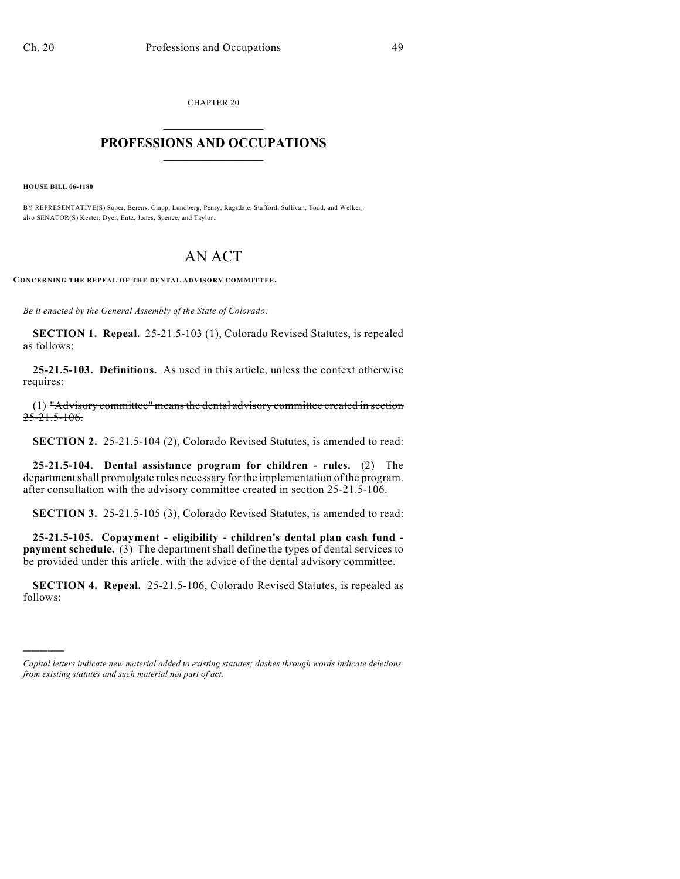CHAPTER 20

## PROFESSIONS AND OCCUPATIONS

**HOUSE BILL 06-1180**

BY REPRESENTATIVE(S) Soper, Berens, Clapp, Lundberg, Penry, Ragsdale, Stafford, Sullivan, Todd, and Welker; also SENATOR(S) Kester, Dyer, Entz, Jones, Spence, and Taylor.

# AN ACT

**CONCERNING THE REPEAL OF THE DENTAL ADVISORY COMMITTEE.**

*Be it enacted by the General Assembly of the State of Colorado:*

**SECTION 1. Repeal.** 25-21.5-103 (1), Colorado Revised Statutes, is repealed as follows:

**25-21.5-103. Definitions.** As used in this article, unless the context otherwise requires:

(1) ~~"Advisory committee" means the dental advisory committee created in section 25-21.5-106.~~

**SECTION 2.** 25-21.5-104 (2), Colorado Revised Statutes, is amended to read:

**25-21.5-104. Dental assistance program for children - rules.** (2) The department shall promulgate rules necessary for the implementation of the program. ~~after consultation with the advisory committee created in section 25-21.5-106.~~

**SECTION 3.** 25-21.5-105 (3), Colorado Revised Statutes, is amended to read:

**25-21.5-105. Copayment - eligibility - children's dental plan cash fund - payment schedule.** (3) The department shall define the types of dental services to be provided under this article. ~~with the advice of the dental advisory committee.~~

**SECTION 4. Repeal.** 25-21.5-106, Colorado Revised Statutes, is repealed as follows:

---

*Capital letters indicate new material added to existing statutes; dashes through words indicate deletions from existing statutes and such material not part of act.*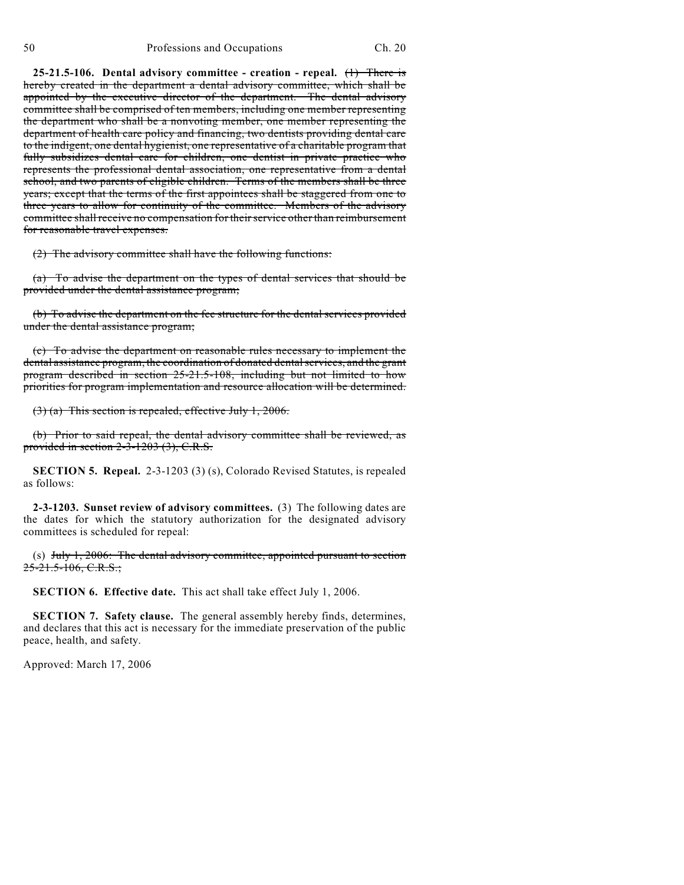**25-21.5-106. Dental advisory committee - creation - repeal.** ~~(1) There is hereby created in the department a dental advisory committee, which shall be appointed by the executive director of the department. The dental advisory committee shall be comprised of ten members, including one member representing the department who shall be a nonvoting member, one member representing the department of health care policy and financing, two dentists providing dental care to the indigent, one dental hygienist, one representative of a charitable program that fully subsidizes dental care for children, one dentist in private practice who represents the professional dental association, one representative from a dental school, and two parents of eligible children. Terms of the members shall be three years; except that the terms of the first appointees shall be staggered from one to three years to allow for continuity of the committee. Members of the advisory committee shall receive no compensation for their service other than reimbursement for reasonable travel expenses.~~

~~(2) The advisory committee shall have the following functions:~~

~~(a) To advise the department on the types of dental services that should be provided under the dental assistance program;~~

~~(b) To advise the department on the fee structure for the dental services provided under the dental assistance program;~~

~~(c) To advise the department on reasonable rules necessary to implement the dental assistance program, the coordination of donated dental services, and the grant program described in section 25-21.5-108, including but not limited to how priorities for program implementation and resource allocation will be determined.~~

~~(3) (a) This section is repealed, effective July 1, 2006.~~

~~(b) Prior to said repeal, the dental advisory committee shall be reviewed, as provided in section 2-3-1203 (3), C.R.S.~~

**SECTION 5. Repeal.** 2-3-1203 (3) (s), Colorado Revised Statutes, is repealed as follows:

**2-3-1203. Sunset review of advisory committees.** (3) The following dates are the dates for which the statutory authorization for the designated advisory committees is scheduled for repeal:

(s) ~~July 1, 2006: The dental advisory committee, appointed pursuant to section 25-21.5-106, C.R.S.;~~

**SECTION 6. Effective date.** This act shall take effect July 1, 2006.

**SECTION 7. Safety clause.** The general assembly hereby finds, determines, and declares that this act is necessary for the immediate preservation of the public peace, health, and safety.

Approved: March 17, 2006